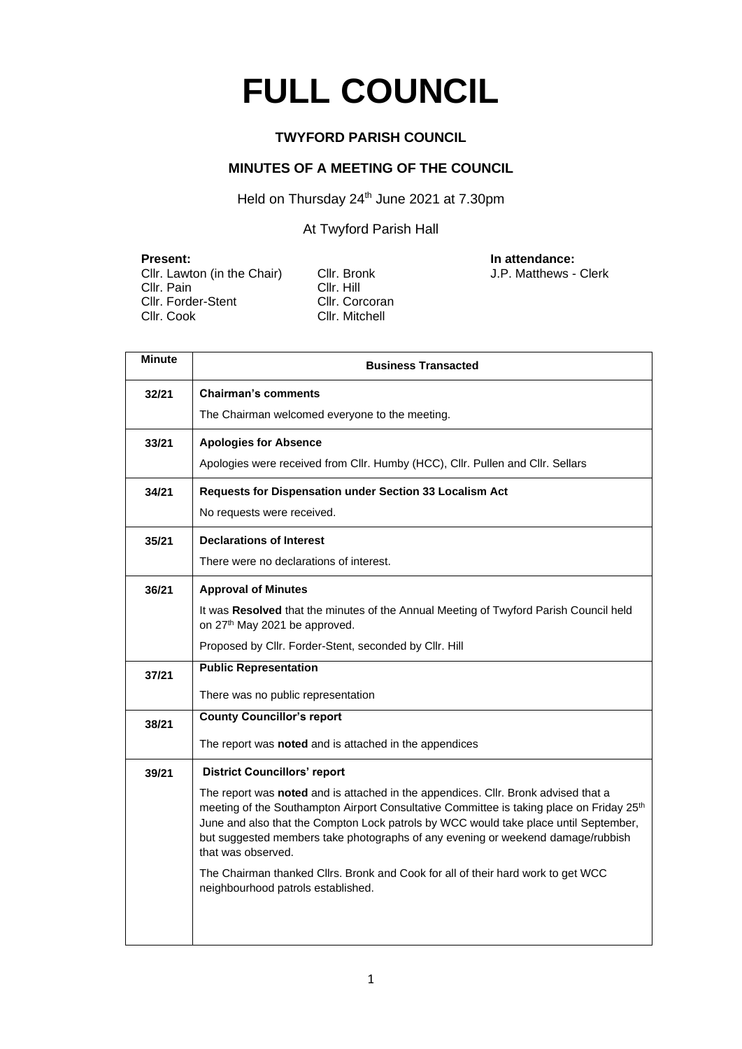# FULL COUNCIL

**TWYFORD PARISH COUNCIL**

**MINUTES OF A MEETING OF THE COUNCIL**

Held on Thursday 24th June 2021 at 7.30pm

At Twyford Parish Hall

**Present:**

Cllr. Lawton (in the Chair)
Cllr. Pain
Cllr. Forder-Stent
Cllr. Cook
Cllr. Bronk
Cllr. Hill
Cllr. Corcoran
Cllr. Mitchell

**In attendance:**

J.P. Matthews - Clerk

| Minute | Business Transacted |
|---|---|
| 32/21 | **Chairman's comments**<br><br>The Chairman welcomed everyone to the meeting. |
| 33/21 | **Apologies for Absence**<br><br>Apologies were received from Cllr. Humby (HCC), Cllr. Pullen and Cllr. Sellars |
| 34/21 | **Requests for Dispensation under Section 33 Localism Act**<br><br>No requests were received. |
| 35/21 | **Declarations of Interest**<br><br>There were no declarations of interest. |
| 36/21 | **Approval of Minutes**<br><br>It was **Resolved** that the minutes of the Annual Meeting of Twyford Parish Council held on 27th May 2021 be approved.<br><br>Proposed by Cllr. Forder-Stent, seconded by Cllr. Hill |
| 37/21 | **Public Representation**<br><br>There was no public representation |
| 38/21 | **County Councillor's report**<br><br>The report was **noted** and is attached in the appendices |
| 39/21 | **District Councillors' report**<br><br>The report was **noted** and is attached in the appendices. Cllr. Bronk advised that a meeting of the Southampton Airport Consultative Committee is taking place on Friday 25th June and also that the Compton Lock patrols by WCC would take place until September, but suggested members take photographs of any evening or weekend damage/rubbish that was observed.<br><br>The Chairman thanked Cllrs. Bronk and Cook for all of their hard work to get WCC neighbourhood patrols established. |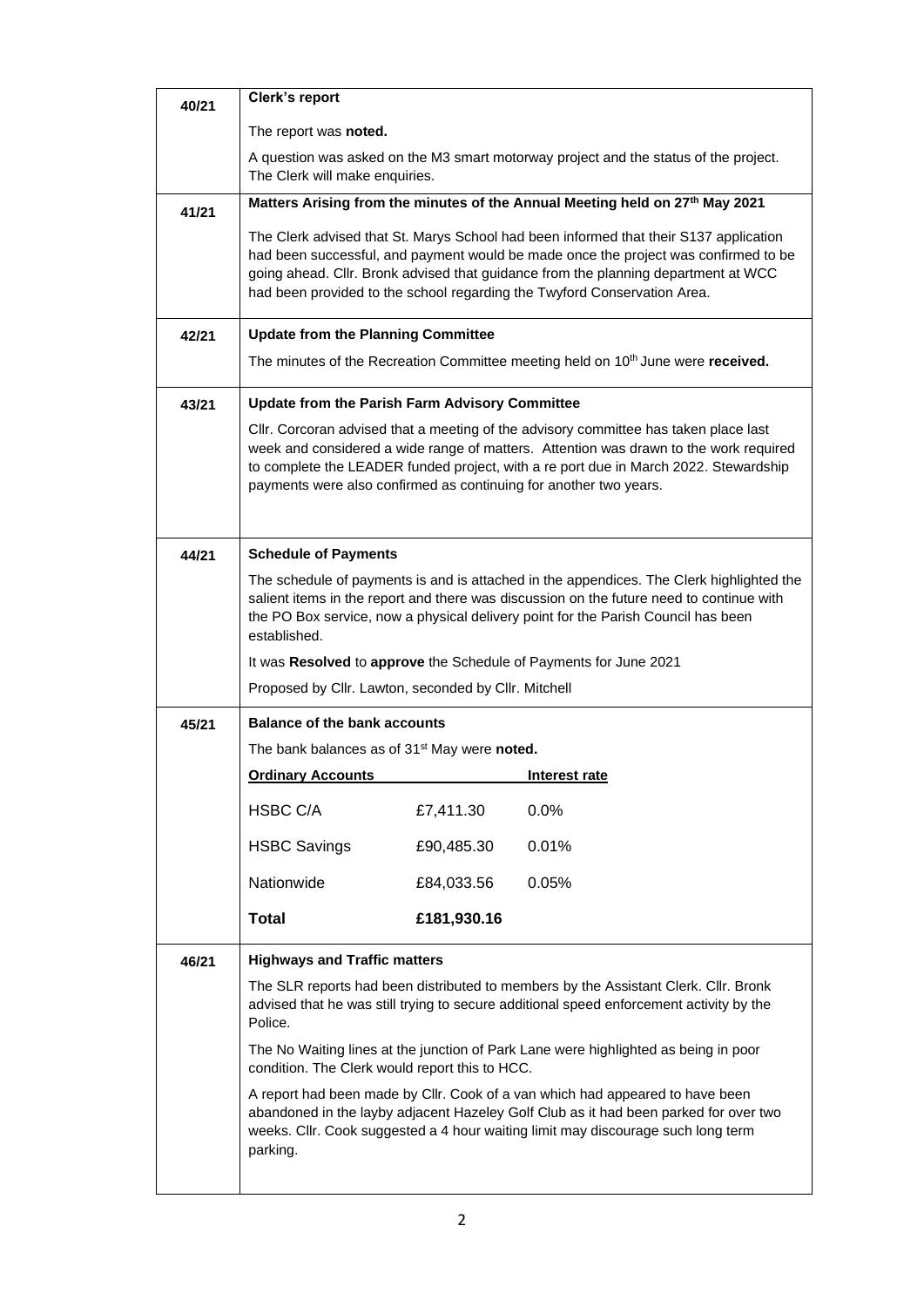| | |
|---|---|
| **40/21** | **Clerk's report**<br><br>The report was **noted.**<br><br>A question was asked on the M3 smart motorway project and the status of the project. The Clerk will make enquiries. |
| **41/21** | **Matters Arising from the minutes of the Annual Meeting held on 27th May 2021**<br><br>The Clerk advised that St. Marys School had been informed that their S137 application had been successful, and payment would be made once the project was confirmed to be going ahead. Cllr. Bronk advised that guidance from the planning department at WCC had been provided to the school regarding the Twyford Conservation Area. |
| **42/21** | **Update from the Planning Committee**<br><br>The minutes of the Recreation Committee meeting held on 10th June were **received.** |
| **43/21** | **Update from the Parish Farm Advisory Committee**<br><br>Cllr. Corcoran advised that a meeting of the advisory committee has taken place last week and considered a wide range of matters. Attention was drawn to the work required to complete the LEADER funded project, with a re port due in March 2022. Stewardship payments were also confirmed as continuing for another two years. |
| **44/21** | **Schedule of Payments**<br><br>The schedule of payments is and is attached in the appendices. The Clerk highlighted the salient items in the report and there was discussion on the future need to continue with the PO Box service, now a physical delivery point for the Parish Council has been established.<br><br>It was **Resolved** to **approve** the Schedule of Payments for June 2021<br><br>Proposed by Cllr. Lawton, seconded by Cllr. Mitchell |
| **45/21** | **Balance of the bank accounts**<br><br>The bank balances as of 31st May were **noted.** |

| Ordinary Accounts | | Interest rate |
|---|---|---|
| HSBC C/A | £7,411.30 | 0.0% |
| HSBC Savings | £90,485.30 | 0.01% |
| Nationwide | £84,033.56 | 0.05% |
| **Total** | **£181,930.16** | |

| | |
|---|---|
| **46/21** | **Highways and Traffic matters**<br><br>The SLR reports had been distributed to members by the Assistant Clerk. Cllr. Bronk advised that he was still trying to secure additional speed enforcement activity by the Police.<br><br>The No Waiting lines at the junction of Park Lane were highlighted as being in poor condition. The Clerk would report this to HCC.<br><br>A report had been made by Cllr. Cook of a van which had appeared to have been abandoned in the layby adjacent Hazeley Golf Club as it had been parked for over two weeks. Cllr. Cook suggested a 4 hour waiting limit may discourage such long term parking. |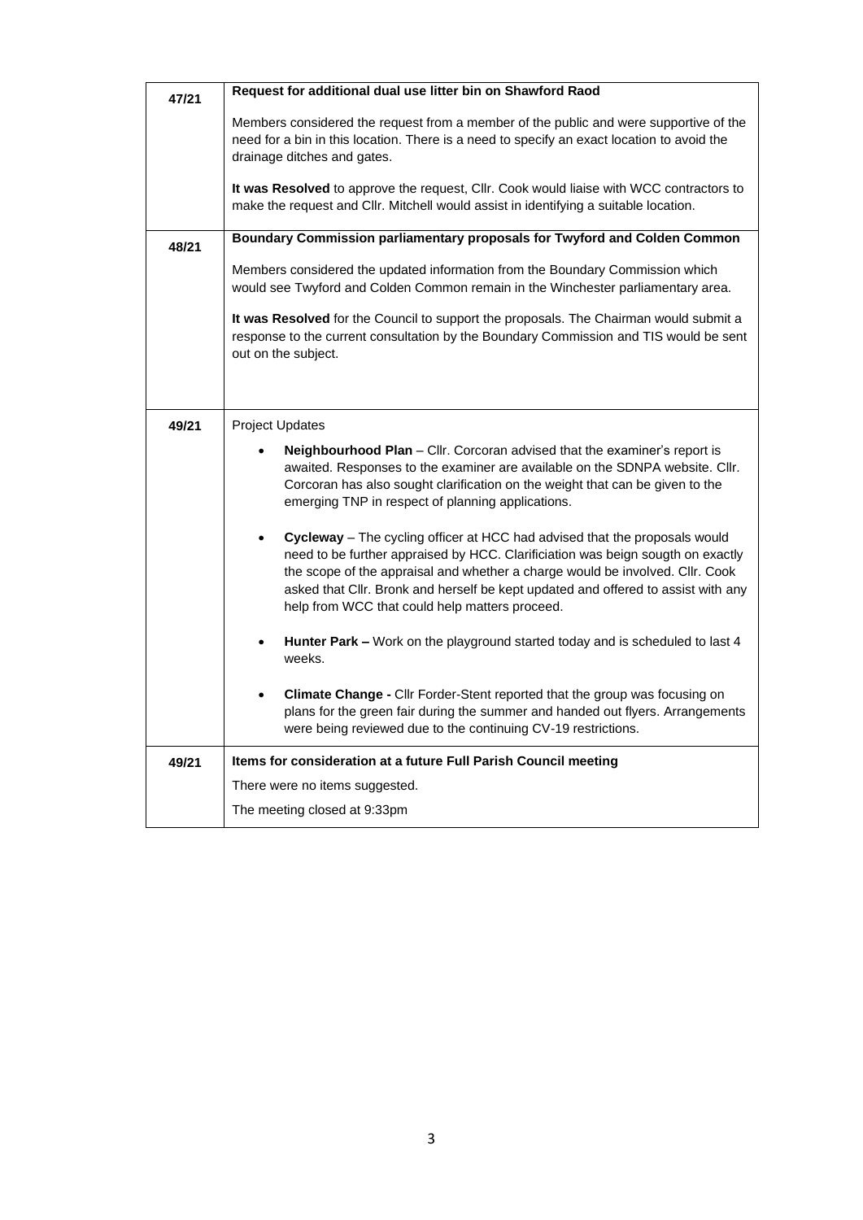| | |
|---|---|
| **47/21** | **Request for additional dual use litter bin on Shawford Raod**<br><br>Members considered the request from a member of the public and were supportive of the need for a bin in this location. There is a need to specify an exact location to avoid the drainage ditches and gates.<br><br>**It was Resolved** to approve the request, Cllr. Cook would liaise with WCC contractors to make the request and Cllr. Mitchell would assist in identifying a suitable location. |
| **48/21** | **Boundary Commission parliamentary proposals for Twyford and Colden Common**<br><br>Members considered the updated information from the Boundary Commission which would see Twyford and Colden Common remain in the Winchester parliamentary area.<br><br>**It was Resolved** for the Council to support the proposals. The Chairman would submit a response to the current consultation by the Boundary Commission and TIS would be sent out on the subject. |
| **49/21** | Project Updates<br><br>• **Neighbourhood Plan** – Cllr. Corcoran advised that the examiner's report is awaited. Responses to the examiner are available on the SDNPA website. Cllr. Corcoran has also sought clarification on the weight that can be given to the emerging TNP in respect of planning applications.<br><br>• **Cycleway** – The cycling officer at HCC had advised that the proposals would need to be further appraised by HCC. Clarificiation was beign sougth on exactly the scope of the appraisal and whether a charge would be involved. Cllr. Cook asked that Cllr. Bronk and herself be kept updated and offered to assist with any help from WCC that could help matters proceed.<br><br>• **Hunter Park –** Work on the playground started today and is scheduled to last 4 weeks.<br><br>• **Climate Change -** Cllr Forder-Stent reported that the group was focusing on plans for the green fair during the summer and handed out flyers. Arrangements were being reviewed due to the continuing CV-19 restrictions. |
| **49/21** | **Items for consideration at a future Full Parish Council meeting**<br><br>There were no items suggested.<br><br>The meeting closed at 9:33pm |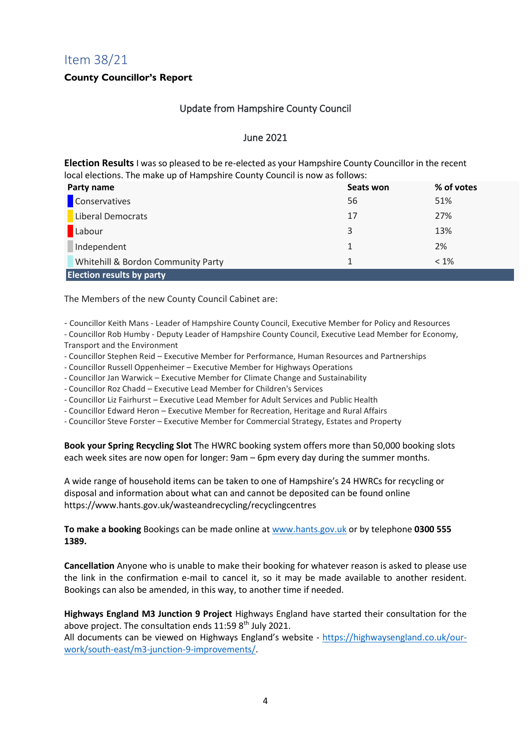## Item 38/21

**County Councillor's Report**

Update from Hampshire County Council

June 2021

**Election Results** I was so pleased to be re-elected as your Hampshire County Councillor in the recent local elections. The make up of Hampshire County Council is now as follows:

| Party name | Seats won | % of votes |
|---|---|---|
| Conservatives | 56 | 51% |
| Liberal Democrats | 17 | 27% |
| Labour | 3 | 13% |
| Independent | 1 | 2% |
| Whitehill & Bordon Community Party | 1 | < 1% |

**Election results by party**

The Members of the new County Council Cabinet are:

- Councillor Keith Mans - Leader of Hampshire County Council, Executive Member for Policy and Resources
- Councillor Rob Humby - Deputy Leader of Hampshire County Council, Executive Lead Member for Economy, Transport and the Environment
- Councillor Stephen Reid – Executive Member for Performance, Human Resources and Partnerships
- Councillor Russell Oppenheimer – Executive Member for Highways Operations
- Councillor Jan Warwick – Executive Member for Climate Change and Sustainability
- Councillor Roz Chadd – Executive Lead Member for Children's Services
- Councillor Liz Fairhurst – Executive Lead Member for Adult Services and Public Health
- Councillor Edward Heron – Executive Member for Recreation, Heritage and Rural Affairs
- Councillor Steve Forster – Executive Member for Commercial Strategy, Estates and Property

**Book your Spring Recycling Slot** The HWRC booking system offers more than 50,000 booking slots each week sites are now open for longer: 9am – 6pm every day during the summer months.

A wide range of household items can be taken to one of Hampshire's 24 HWRCs for recycling or disposal and information about what can and cannot be deposited can be found online https://www.hants.gov.uk/wasteandrecycling/recyclingcentres

**To make a booking** Bookings can be made online at www.hants.gov.uk or by telephone **0300 555 1389.**

**Cancellation** Anyone who is unable to make their booking for whatever reason is asked to please use the link in the confirmation e-mail to cancel it, so it may be made available to another resident. Bookings can also be amended, in this way, to another time if needed.

**Highways England M3 Junction 9 Project** Highways England have started their consultation for the above project. The consultation ends 11:59 8th July 2021.
All documents can be viewed on Highways England's website - https://highwaysengland.co.uk/our-work/south-east/m3-junction-9-improvements/.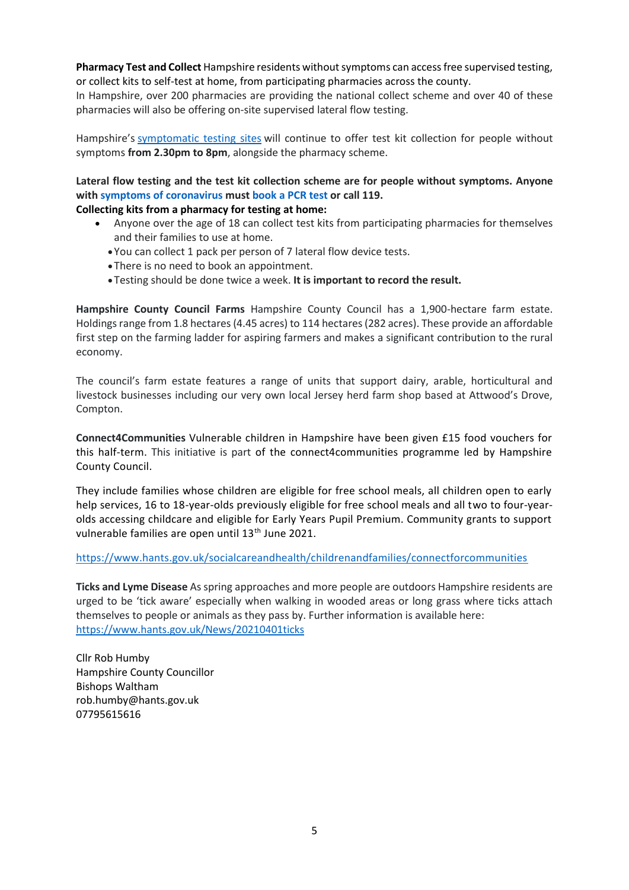**Pharmacy Test and Collect** Hampshire residents without symptoms can access free supervised testing, or collect kits to self-test at home, from participating pharmacies across the county.
In Hampshire, over 200 pharmacies are providing the national collect scheme and over 40 of these pharmacies will also be offering on-site supervised lateral flow testing.

Hampshire's symptomatic testing sites will continue to offer test kit collection for people without symptoms **from 2.30pm to 8pm**, alongside the pharmacy scheme.

**Lateral flow testing and the test kit collection scheme are for people without symptoms. Anyone with symptoms of coronavirus must book a PCR test or call 119.**
**Collecting kits from a pharmacy for testing at home:**

- Anyone over the age of 18 can collect test kits from participating pharmacies for themselves and their families to use at home.
- You can collect 1 pack per person of 7 lateral flow device tests.
- There is no need to book an appointment.
- Testing should be done twice a week. **It is important to record the result.**

**Hampshire County Council Farms** Hampshire County Council has a 1,900-hectare farm estate. Holdings range from 1.8 hectares (4.45 acres) to 114 hectares (282 acres). These provide an affordable first step on the farming ladder for aspiring farmers and makes a significant contribution to the rural economy.

The council's farm estate features a range of units that support dairy, arable, horticultural and livestock businesses including our very own local Jersey herd farm shop based at Attwood's Drove, Compton.

**Connect4Communities** Vulnerable children in Hampshire have been given £15 food vouchers for this half-term. This initiative is part of the connect4communities programme led by Hampshire County Council.

They include families whose children are eligible for free school meals, all children open to early help services, 16 to 18-year-olds previously eligible for free school meals and all two to four-year-olds accessing childcare and eligible for Early Years Pupil Premium. Community grants to support vulnerable families are open until 13th June 2021.

https://www.hants.gov.uk/socialcareandhealth/childrenandfamilies/connectforcommunities

**Ticks and Lyme Disease** As spring approaches and more people are outdoors Hampshire residents are urged to be 'tick aware' especially when walking in wooded areas or long grass where ticks attach themselves to people or animals as they pass by. Further information is available here: https://www.hants.gov.uk/News/20210401ticks

Cllr Rob Humby
Hampshire County Councillor
Bishops Waltham
rob.humby@hants.gov.uk
07795615616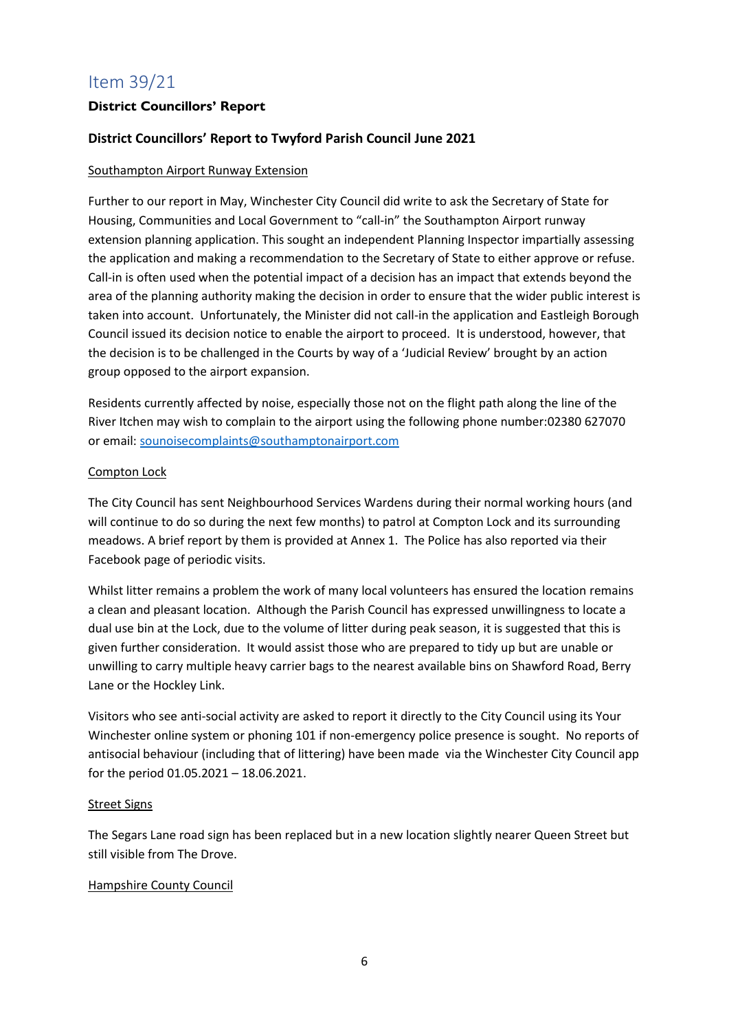# Item 39/21

**District Councillors' Report**

**District Councillors' Report to Twyford Parish Council June 2021**

Southampton Airport Runway Extension

Further to our report in May, Winchester City Council did write to ask the Secretary of State for Housing, Communities and Local Government to "call-in" the Southampton Airport runway extension planning application. This sought an independent Planning Inspector impartially assessing the application and making a recommendation to the Secretary of State to either approve or refuse. Call-in is often used when the potential impact of a decision has an impact that extends beyond the area of the planning authority making the decision in order to ensure that the wider public interest is taken into account. Unfortunately, the Minister did not call-in the application and Eastleigh Borough Council issued its decision notice to enable the airport to proceed. It is understood, however, that the decision is to be challenged in the Courts by way of a 'Judicial Review' brought by an action group opposed to the airport expansion.

Residents currently affected by noise, especially those not on the flight path along the line of the River Itchen may wish to complain to the airport using the following phone number:02380 627070 or email: sounoisecomplaints@southamptonairport.com

Compton Lock

The City Council has sent Neighbourhood Services Wardens during their normal working hours (and will continue to do so during the next few months) to patrol at Compton Lock and its surrounding meadows. A brief report by them is provided at Annex 1. The Police has also reported via their Facebook page of periodic visits.

Whilst litter remains a problem the work of many local volunteers has ensured the location remains a clean and pleasant location. Although the Parish Council has expressed unwillingness to locate a dual use bin at the Lock, due to the volume of litter during peak season, it is suggested that this is given further consideration. It would assist those who are prepared to tidy up but are unable or unwilling to carry multiple heavy carrier bags to the nearest available bins on Shawford Road, Berry Lane or the Hockley Link.

Visitors who see anti-social activity are asked to report it directly to the City Council using its Your Winchester online system or phoning 101 if non-emergency police presence is sought. No reports of antisocial behaviour (including that of littering) have been made via the Winchester City Council app for the period 01.05.2021 – 18.06.2021.

Street Signs

The Segars Lane road sign has been replaced but in a new location slightly nearer Queen Street but still visible from The Drove.

Hampshire County Council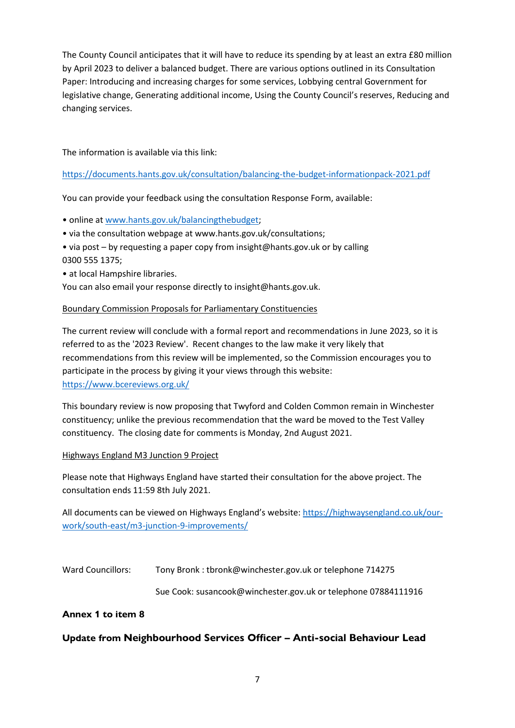The County Council anticipates that it will have to reduce its spending by at least an extra £80 million by April 2023 to deliver a balanced budget. There are various options outlined in its Consultation Paper: Introducing and increasing charges for some services, Lobbying central Government for legislative change, Generating additional income, Using the County Council's reserves, Reducing and changing services.

The information is available via this link:

https://documents.hants.gov.uk/consultation/balancing-the-budget-informationpack-2021.pdf

You can provide your feedback using the consultation Response Form, available:

- online at www.hants.gov.uk/balancingthebudget;
- via the consultation webpage at www.hants.gov.uk/consultations;
- via post – by requesting a paper copy from insight@hants.gov.uk or by calling 0300 555 1375;
- at local Hampshire libraries.

You can also email your response directly to insight@hants.gov.uk.

<u>Boundary Commission Proposals for Parliamentary Constituencies</u>

The current review will conclude with a formal report and recommendations in June 2023, so it is referred to as the '2023 Review'. Recent changes to the law make it very likely that recommendations from this review will be implemented, so the Commission encourages you to participate in the process by giving it your views through this website: https://www.bcereviews.org.uk/

This boundary review is now proposing that Twyford and Colden Common remain in Winchester constituency; unlike the previous recommendation that the ward be moved to the Test Valley constituency. The closing date for comments is Monday, 2nd August 2021.

<u>Highways England M3 Junction 9 Project</u>

Please note that Highways England have started their consultation for the above project. The consultation ends 11:59 8th July 2021.

All documents can be viewed on Highways England's website: https://highwaysengland.co.uk/our-work/south-east/m3-junction-9-improvements/

Ward Councillors: Tony Bronk : tbronk@winchester.gov.uk or telephone 714275

Sue Cook: susancook@winchester.gov.uk or telephone 07884111916

**Annex 1 to item 8**

**Update from Neighbourhood Services Officer – Anti-social Behaviour Lead**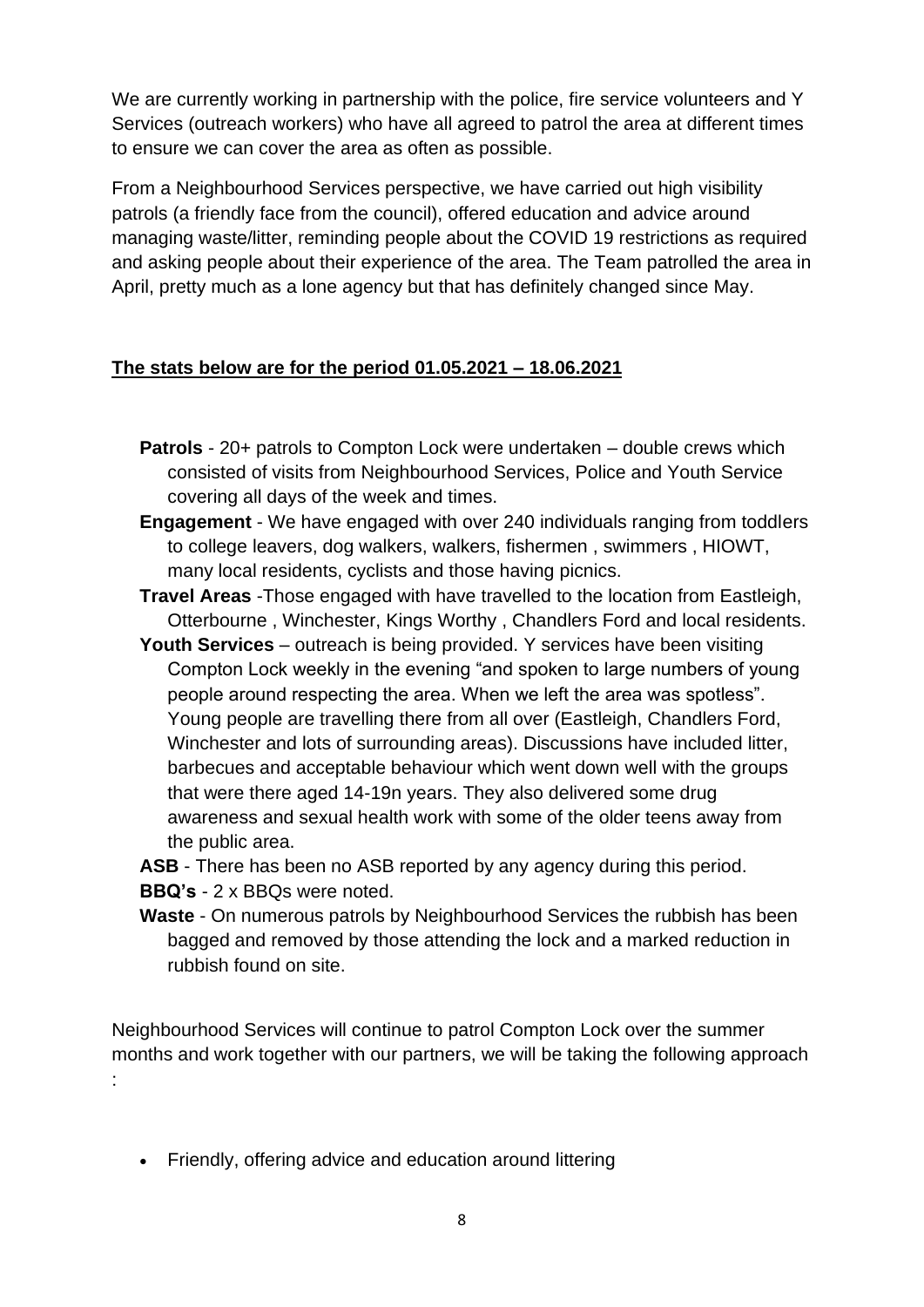We are currently working in partnership with the police, fire service volunteers and Y Services (outreach workers) who have all agreed to patrol the area at different times to ensure we can cover the area as often as possible.

From a Neighbourhood Services perspective, we have carried out high visibility patrols (a friendly face from the council), offered education and advice around managing waste/litter, reminding people about the COVID 19 restrictions as required and asking people about their experience of the area. The Team patrolled the area in April, pretty much as a lone agency but that has definitely changed since May.

**The stats below are for the period 01.05.2021 – 18.06.2021**

**Patrols** - 20+ patrols to Compton Lock were undertaken – double crews which consisted of visits from Neighbourhood Services, Police and Youth Service covering all days of the week and times.

**Engagement** - We have engaged with over 240 individuals ranging from toddlers to college leavers, dog walkers, walkers, fishermen , swimmers , HIOWT, many local residents, cyclists and those having picnics.

**Travel Areas** -Those engaged with have travelled to the location from Eastleigh, Otterbourne , Winchester, Kings Worthy , Chandlers Ford and local residents.

**Youth Services** – outreach is being provided. Y services have been visiting Compton Lock weekly in the evening "and spoken to large numbers of young people around respecting the area. When we left the area was spotless". Young people are travelling there from all over (Eastleigh, Chandlers Ford, Winchester and lots of surrounding areas). Discussions have included litter, barbecues and acceptable behaviour which went down well with the groups that were there aged 14-19n years. They also delivered some drug awareness and sexual health work with some of the older teens away from the public area.

**ASB** - There has been no ASB reported by any agency during this period.

**BBQ's** - 2 x BBQs were noted.

**Waste** - On numerous patrols by Neighbourhood Services the rubbish has been bagged and removed by those attending the lock and a marked reduction in rubbish found on site.

Neighbourhood Services will continue to patrol Compton Lock over the summer months and work together with our partners, we will be taking the following approach :

- Friendly, offering advice and education around littering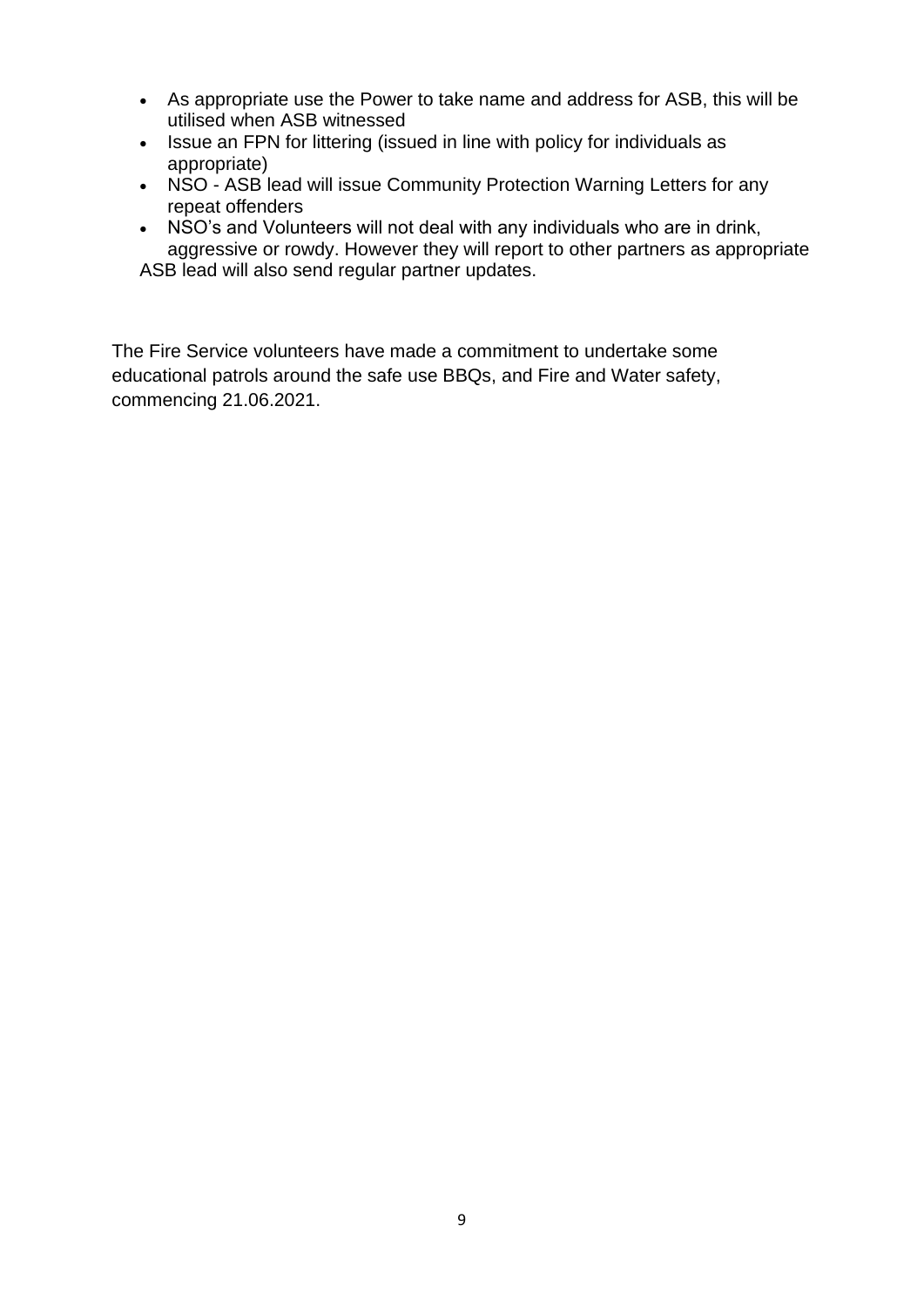- As appropriate use the Power to take name and address for ASB, this will be utilised when ASB witnessed
- Issue an FPN for littering (issued in line with policy for individuals as appropriate)
- NSO - ASB lead will issue Community Protection Warning Letters for any repeat offenders
- NSO's and Volunteers will not deal with any individuals who are in drink, aggressive or rowdy. However they will report to other partners as appropriate

ASB lead will also send regular partner updates.

The Fire Service volunteers have made a commitment to undertake some educational patrols around the safe use BBQs, and Fire and Water safety, commencing 21.06.2021.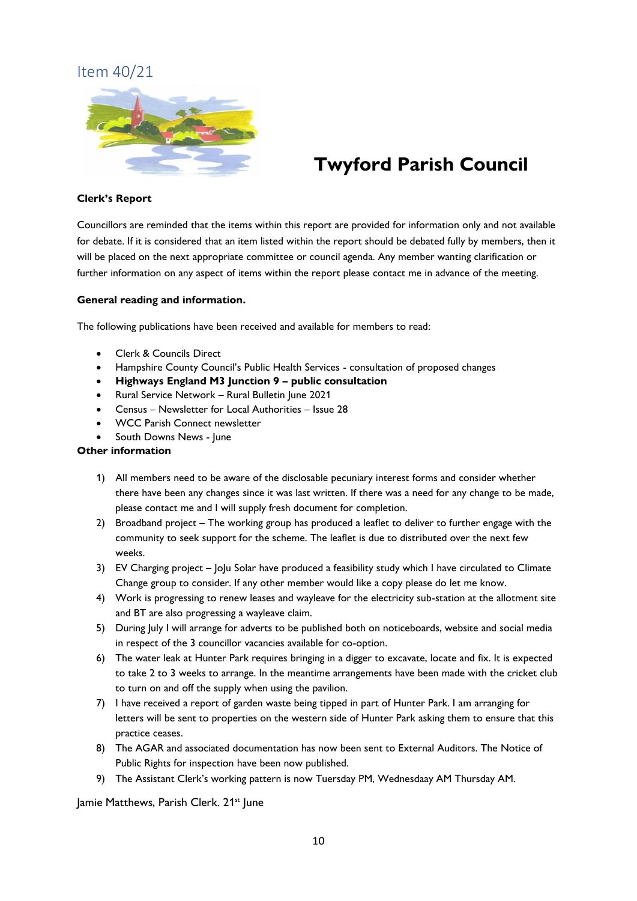Item 40/21

# Twyford Parish Council

**Clerk's Report**

Councillors are reminded that the items within this report are provided for information only and not available for debate. If it is considered that an item listed within the report should be debated fully by members, then it will be placed on the next appropriate committee or council agenda. Any member wanting clarification or further information on any aspect of items within the report please contact me in advance of the meeting.

**General reading and information.**

The following publications have been received and available for members to read:

- Clerk & Councils Direct
- Hampshire County Council's Public Health Services - consultation of proposed changes
- **Highways England M3 Junction 9 – public consultation**
- Rural Service Network – Rural Bulletin June 2021
- Census – Newsletter for Local Authorities – Issue 28
- WCC Parish Connect newsletter
- South Downs News - June

**Other information**

1) All members need to be aware of the disclosable pecuniary interest forms and consider whether there have been any changes since it was last written. If there was a need for any change to be made, please contact me and I will supply fresh document for completion.
2) Broadband project – The working group has produced a leaflet to deliver to further engage with the community to seek support for the scheme. The leaflet is due to distributed over the next few weeks.
3) EV Charging project – JoJu Solar have produced a feasibility study which I have circulated to Climate Change group to consider. If any other member would like a copy please do let me know.
4) Work is progressing to renew leases and wayleave for the electricity sub-station at the allotment site and BT are also progressing a wayleave claim.
5) During July I will arrange for adverts to be published both on noticeboards, website and social media in respect of the 3 councillor vacancies available for co-option.
6) The water leak at Hunter Park requires bringing in a digger to excavate, locate and fix. It is expected to take 2 to 3 weeks to arrange. In the meantime arrangements have been made with the cricket club to turn on and off the supply when using the pavilion.
7) I have received a report of garden waste being tipped in part of Hunter Park. I am arranging for letters will be sent to properties on the western side of Hunter Park asking them to ensure that this practice ceases.
8) The AGAR and associated documentation has now been sent to External Auditors. The Notice of Public Rights for inspection have been now published.
9) The Assistant Clerk's working pattern is now Tuesday PM, Wednesdaay AM Thursday AM.

Jamie Matthews, Parish Clerk. 21st June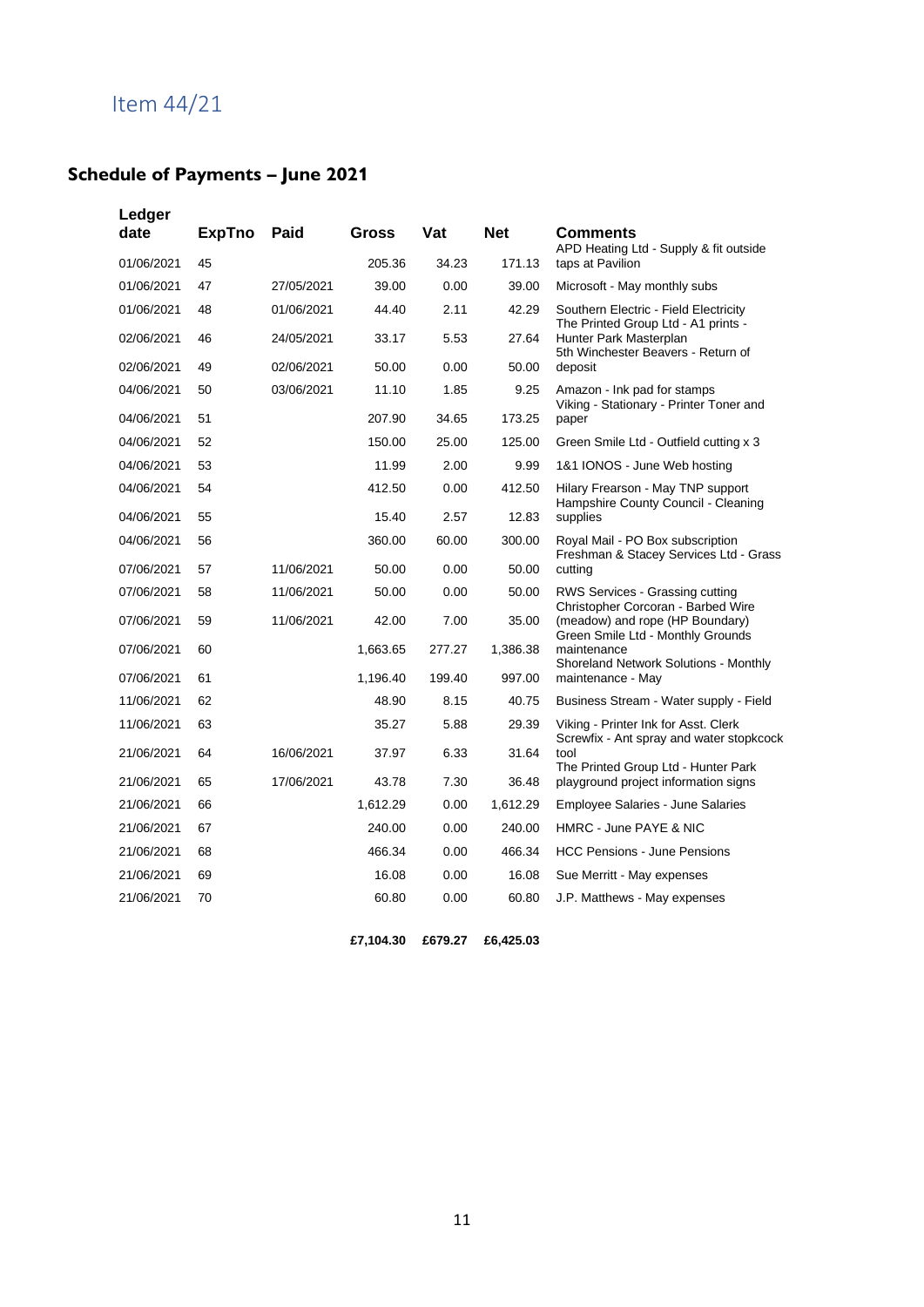## Item 44/21

### Schedule of Payments – June 2021

| Ledger date | ExpTno | Paid | Gross | Vat | Net | Comments |
|---|---|---|---|---|---|---|
| 01/06/2021 | 45 | | 205.36 | 34.23 | 171.13 | APD Heating Ltd - Supply & fit outside taps at Pavilion |
| 01/06/2021 | 47 | 27/05/2021 | 39.00 | 0.00 | 39.00 | Microsoft - May monthly subs |
| 01/06/2021 | 48 | 01/06/2021 | 44.40 | 2.11 | 42.29 | Southern Electric - Field Electricity |
| 02/06/2021 | 46 | 24/05/2021 | 33.17 | 5.53 | 27.64 | The Printed Group Ltd - A1 prints - Hunter Park Masterplan |
| 02/06/2021 | 49 | 02/06/2021 | 50.00 | 0.00 | 50.00 | 5th Winchester Beavers - Return of deposit |
| 04/06/2021 | 50 | 03/06/2021 | 11.10 | 1.85 | 9.25 | Amazon - Ink pad for stamps |
| 04/06/2021 | 51 | | 207.90 | 34.65 | 173.25 | Viking - Stationary - Printer Toner and paper |
| 04/06/2021 | 52 | | 150.00 | 25.00 | 125.00 | Green Smile Ltd - Outfield cutting x 3 |
| 04/06/2021 | 53 | | 11.99 | 2.00 | 9.99 | 1&1 IONOS - June Web hosting |
| 04/06/2021 | 54 | | 412.50 | 0.00 | 412.50 | Hilary Frearson - May TNP support |
| 04/06/2021 | 55 | | 15.40 | 2.57 | 12.83 | Hampshire County Council - Cleaning supplies |
| 04/06/2021 | 56 | | 360.00 | 60.00 | 300.00 | Royal Mail - PO Box subscription |
| 07/06/2021 | 57 | 11/06/2021 | 50.00 | 0.00 | 50.00 | Freshman & Stacey Services Ltd - Grass cutting |
| 07/06/2021 | 58 | 11/06/2021 | 50.00 | 0.00 | 50.00 | RWS Services - Grassing cutting |
| 07/06/2021 | 59 | 11/06/2021 | 42.00 | 7.00 | 35.00 | Christopher Corcoran - Barbed Wire (meadow) and rope (HP Boundary) |
| 07/06/2021 | 60 | | 1,663.65 | 277.27 | 1,386.38 | Green Smile Ltd - Monthly Grounds maintenance |
| 07/06/2021 | 61 | | 1,196.40 | 199.40 | 997.00 | Shoreland Network Solutions - Monthly maintenance - May |
| 11/06/2021 | 62 | | 48.90 | 8.15 | 40.75 | Business Stream - Water supply - Field |
| 11/06/2021 | 63 | | 35.27 | 5.88 | 29.39 | Viking - Printer Ink for Asst. Clerk |
| 21/06/2021 | 64 | 16/06/2021 | 37.97 | 6.33 | 31.64 | Screwfix - Ant spray and water stopkcock tool |
| 21/06/2021 | 65 | 17/06/2021 | 43.78 | 7.30 | 36.48 | The Printed Group Ltd - Hunter Park playground project information signs |
| 21/06/2021 | 66 | | 1,612.29 | 0.00 | 1,612.29 | Employee Salaries - June Salaries |
| 21/06/2021 | 67 | | 240.00 | 0.00 | 240.00 | HMRC - June PAYE & NIC |
| 21/06/2021 | 68 | | 466.34 | 0.00 | 466.34 | HCC Pensions - June Pensions |
| 21/06/2021 | 69 | | 16.08 | 0.00 | 16.08 | Sue Merritt - May expenses |
| 21/06/2021 | 70 | | 60.80 | 0.00 | 60.80 | J.P. Matthews - May expenses |
| | | | **£7,104.30** | **£679.27** | **£6,425.03** | |